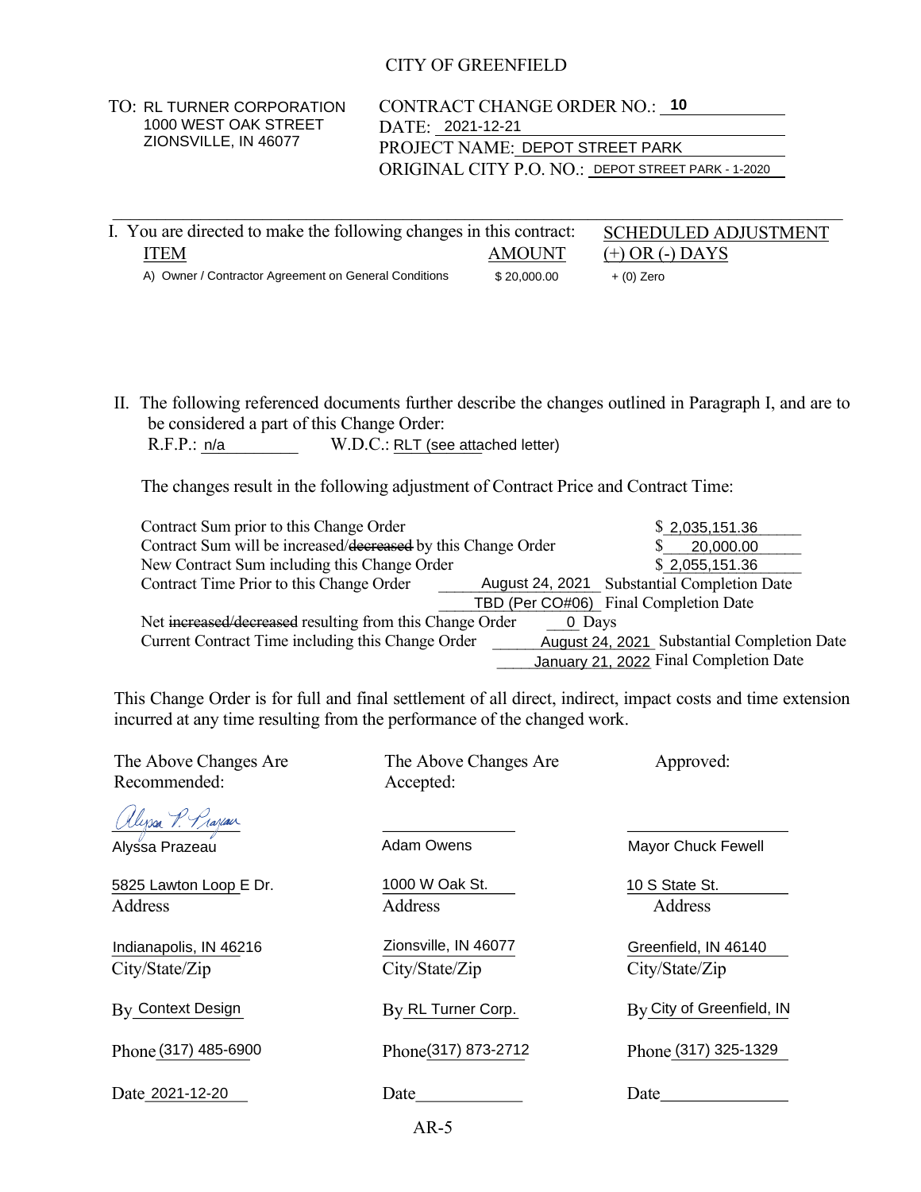# CITY OF GREENFIELD

TO: RL TURNER CORPORATION
1000 WEST OAK STREET
ZIONSVILLE, IN 46077

CONTRACT CHANGE ORDER NO.: 10
DATE: 2021-12-21
PROJECT NAME: DEPOT STREET PARK
ORIGINAL CITY P.O. NO.: DEPOT STREET PARK - 1-2020

---

I. You are directed to make the following changes in this contract:

| ITEM | AMOUNT | SCHEDULED ADJUSTMENT (+) OR (-) DAYS |
|---|---|---|
| A) Owner / Contractor Agreement on General Conditions | $ 20,000.00 | + (0) Zero |

II. The following referenced documents further describe the changes outlined in Paragraph I, and are to be considered a part of this Change Order:

R.F.P.: n/a W.D.C.: RLT (see attached letter)

The changes result in the following adjustment of Contract Price and Contract Time:

| | |
|---|---|
| Contract Sum prior to this Change Order | $ 2,035,151.36 |
| Contract Sum will be increased/~~decreased~~ by this Change Order | $ 20,000.00 |
| New Contract Sum including this Change Order | $ 2,055,151.36 |
| Contract Time Prior to this Change Order | August 24, 2021 Substantial Completion Date |
| | TBD (Per CO#06) Final Completion Date |
| Net ~~increased/decreased~~ resulting from this Change Order | 0 Days |
| Current Contract Time including this Change Order | August 24, 2021 Substantial Completion Date |
| | January 21, 2022 Final Completion Date |

This Change Order is for full and final settlement of all direct, indirect, impact costs and time extension incurred at any time resulting from the performance of the changed work.

| The Above Changes Are Recommended: | The Above Changes Are Accepted: | Approved: |
|---|---|---|
| *Alyssa P. Prazeau* | | |
| Alyssa Prazeau | Adam Owens | Mayor Chuck Fewell |
| 5825 Lawton Loop E Dr. | 1000 W Oak St. | 10 S State St. |
| Address | Address | Address |
| Indianapolis, IN 46216 | Zionsville, IN 46077 | Greenfield, IN 46140 |
| City/State/Zip | City/State/Zip | City/State/Zip |
| By Context Design | By RL Turner Corp. | By City of Greenfield, IN |
| Phone (317) 485-6900 | Phone (317) 873-2712 | Phone (317) 325-1329 |
| Date 2021-12-20 | Date | Date |

AR-5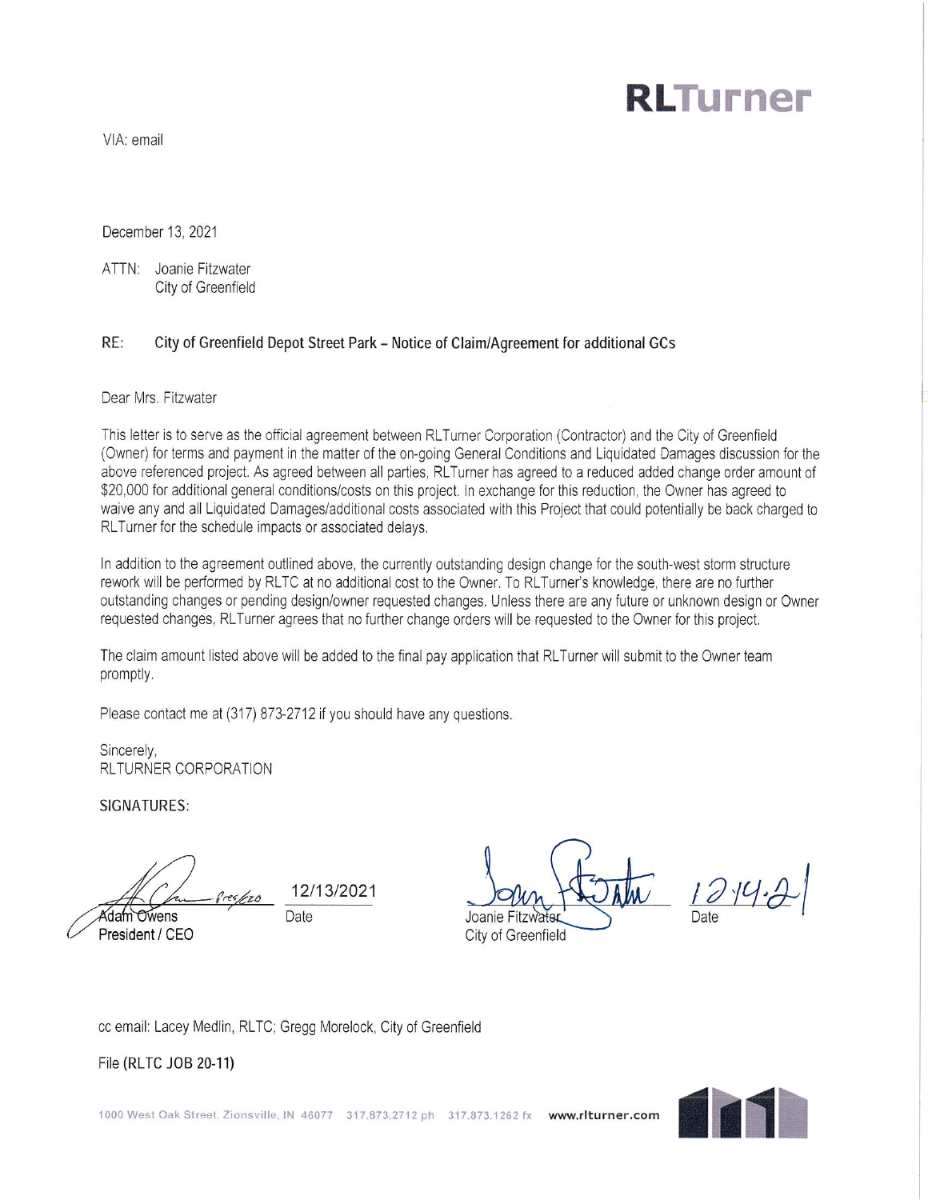# RLTurner

VIA: email

December 13, 2021

ATTN: Joanie Fitzwater
City of Greenfield

RE: **City of Greenfield Depot Street Park – Notice of Claim/Agreement for additional GCs**

Dear Mrs. Fitzwater

This letter is to serve as the official agreement between RLTurner Corporation (Contractor) and the City of Greenfield (Owner) for terms and payment in the matter of the on-going General Conditions and Liquidated Damages discussion for the above referenced project. As agreed between all parties, RLTurner has agreed to a reduced added change order amount of $20,000 for additional general conditions/costs on this project. In exchange for this reduction, the Owner has agreed to waive any and all Liquidated Damages/additional costs associated with this Project that could potentially be back charged to RLTurner for the schedule impacts or associated delays.

In addition to the agreement outlined above, the currently outstanding design change for the south-west storm structure rework will be performed by RLTC at no additional cost to the Owner. To RLTurner's knowledge, there are no further outstanding changes or pending design/owner requested changes. Unless there are any future or unknown design or Owner requested changes, RLTurner agrees that no further change orders will be requested to the Owner for this project.

The claim amount listed above will be added to the final pay application that RLTurner will submit to the Owner team promptly.

Please contact me at (317) 873-2712 if you should have any questions.

Sincerely,
RLTURNER CORPORATION

SIGNATURES:

Adam Owens — Pres/CEO
President / CEO
Date: 12/13/2021

Joanie Fitzwater
City of Greenfield
Date: 12-14-21

cc email: Lacey Medlin, RLTC; Gregg Morelock, City of Greenfield

File (RLTC JOB 20-11)

1000 West Oak Street, Zionsville, IN 46077 317.873.2712 ph 317.873.1262 fx **www.rlturner.com**